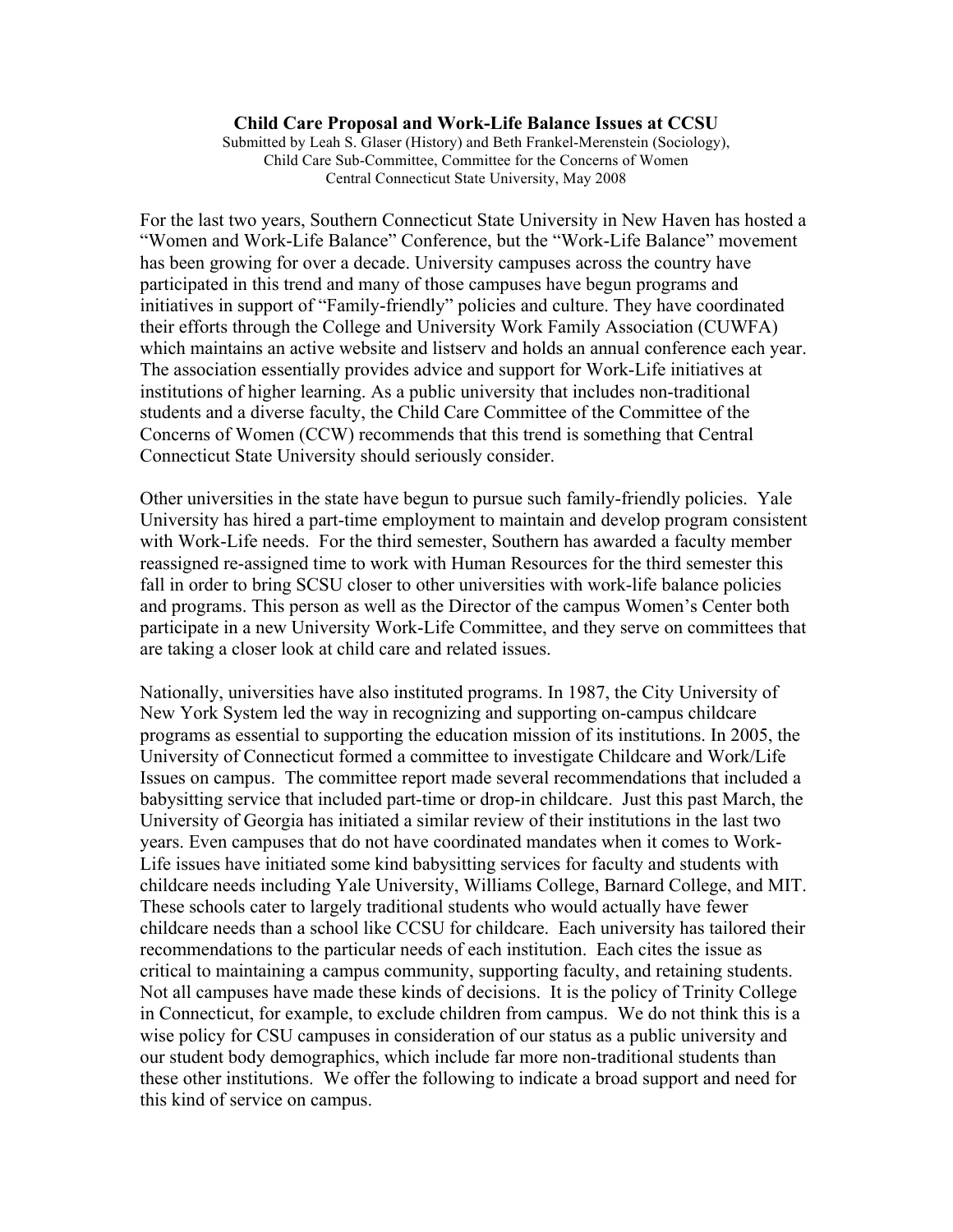**Child Care Proposal and Work-Life Balance Issues at CCSU**

Submitted by Leah S. Glaser (History) and Beth Frankel-Merenstein (Sociology), Child Care Sub-Committee, Committee for the Concerns of Women
Central Connecticut State University, May 2008

For the last two years, Southern Connecticut State University in New Haven has hosted a "Women and Work-Life Balance" Conference, but the "Work-Life Balance" movement has been growing for over a decade. University campuses across the country have participated in this trend and many of those campuses have begun programs and initiatives in support of "Family-friendly" policies and culture. They have coordinated their efforts through the College and University Work Family Association (CUWFA) which maintains an active website and listserv and holds an annual conference each year. The association essentially provides advice and support for Work-Life initiatives at institutions of higher learning. As a public university that includes non-traditional students and a diverse faculty, the Child Care Committee of the Committee of the Concerns of Women (CCW) recommends that this trend is something that Central Connecticut State University should seriously consider.

Other universities in the state have begun to pursue such family-friendly policies. Yale University has hired a part-time employment to maintain and develop program consistent with Work-Life needs. For the third semester, Southern has awarded a faculty member reassigned re-assigned time to work with Human Resources for the third semester this fall in order to bring SCSU closer to other universities with work-life balance policies and programs. This person as well as the Director of the campus Women's Center both participate in a new University Work-Life Committee, and they serve on committees that are taking a closer look at child care and related issues.

Nationally, universities have also instituted programs. In 1987, the City University of New York System led the way in recognizing and supporting on-campus childcare programs as essential to supporting the education mission of its institutions. In 2005, the University of Connecticut formed a committee to investigate Childcare and Work/Life Issues on campus. The committee report made several recommendations that included a babysitting service that included part-time or drop-in childcare. Just this past March, the University of Georgia has initiated a similar review of their institutions in the last two years. Even campuses that do not have coordinated mandates when it comes to Work-Life issues have initiated some kind babysitting services for faculty and students with childcare needs including Yale University, Williams College, Barnard College, and MIT. These schools cater to largely traditional students who would actually have fewer childcare needs than a school like CCSU for childcare. Each university has tailored their recommendations to the particular needs of each institution. Each cites the issue as critical to maintaining a campus community, supporting faculty, and retaining students. Not all campuses have made these kinds of decisions. It is the policy of Trinity College in Connecticut, for example, to exclude children from campus. We do not think this is a wise policy for CSU campuses in consideration of our status as a public university and our student body demographics, which include far more non-traditional students than these other institutions. We offer the following to indicate a broad support and need for this kind of service on campus.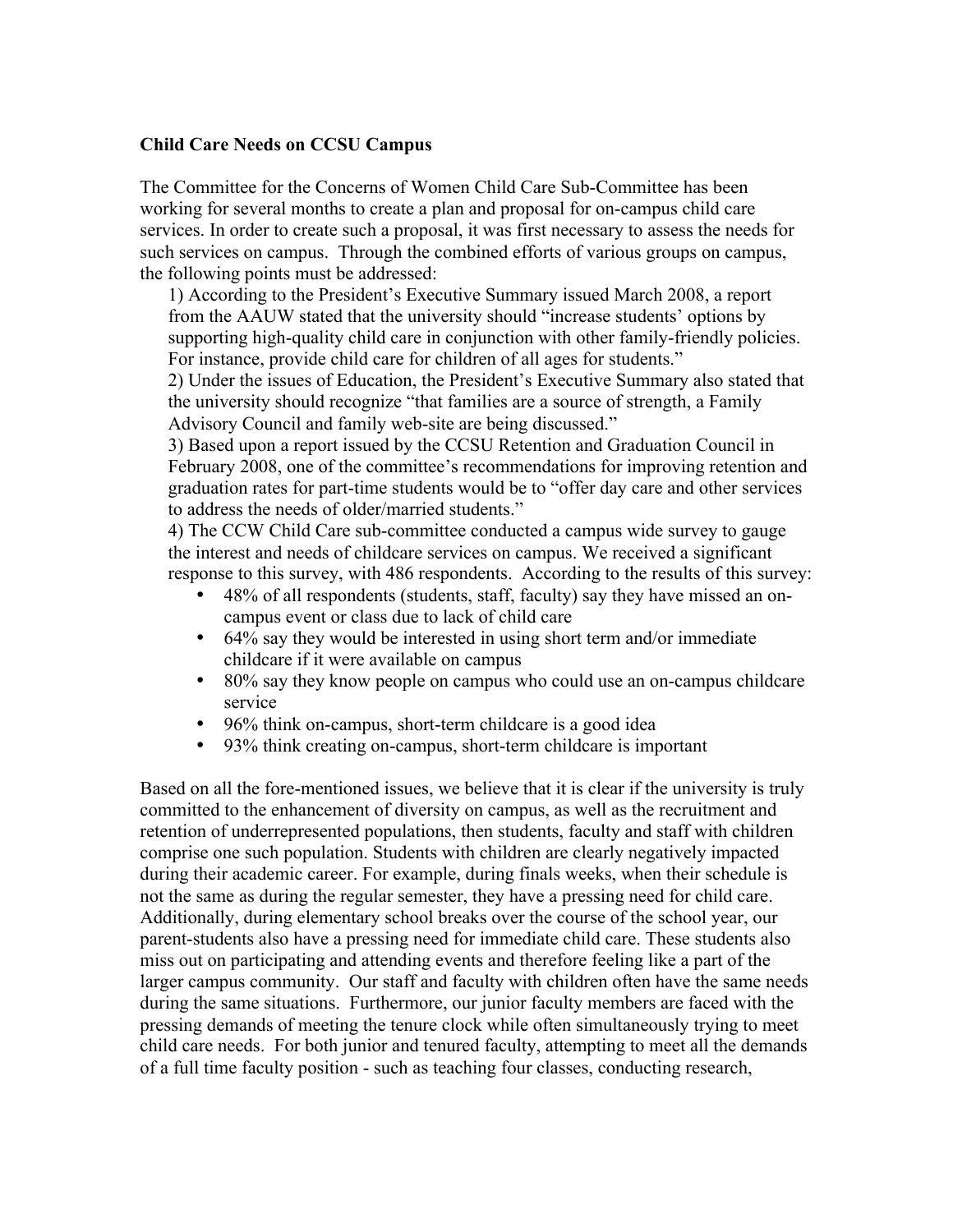**Child Care Needs on CCSU Campus**

The Committee for the Concerns of Women Child Care Sub-Committee has been working for several months to create a plan and proposal for on-campus child care services. In order to create such a proposal, it was first necessary to assess the needs for such services on campus. Through the combined efforts of various groups on campus, the following points must be addressed:

1) According to the President's Executive Summary issued March 2008, a report from the AAUW stated that the university should "increase students' options by supporting high-quality child care in conjunction with other family-friendly policies. For instance, provide child care for children of all ages for students."

2) Under the issues of Education, the President's Executive Summary also stated that the university should recognize "that families are a source of strength, a Family Advisory Council and family web-site are being discussed."

3) Based upon a report issued by the CCSU Retention and Graduation Council in February 2008, one of the committee's recommendations for improving retention and graduation rates for part-time students would be to "offer day care and other services to address the needs of older/married students."

4) The CCW Child Care sub-committee conducted a campus wide survey to gauge the interest and needs of childcare services on campus. We received a significant response to this survey, with 486 respondents. According to the results of this survey:

- 48% of all respondents (students, staff, faculty) say they have missed an on-campus event or class due to lack of child care
- 64% say they would be interested in using short term and/or immediate childcare if it were available on campus
- 80% say they know people on campus who could use an on-campus childcare service
- 96% think on-campus, short-term childcare is a good idea
- 93% think creating on-campus, short-term childcare is important

Based on all the fore-mentioned issues, we believe that it is clear if the university is truly committed to the enhancement of diversity on campus, as well as the recruitment and retention of underrepresented populations, then students, faculty and staff with children comprise one such population. Students with children are clearly negatively impacted during their academic career. For example, during finals weeks, when their schedule is not the same as during the regular semester, they have a pressing need for child care. Additionally, during elementary school breaks over the course of the school year, our parent-students also have a pressing need for immediate child care. These students also miss out on participating and attending events and therefore feeling like a part of the larger campus community. Our staff and faculty with children often have the same needs during the same situations. Furthermore, our junior faculty members are faced with the pressing demands of meeting the tenure clock while often simultaneously trying to meet child care needs. For both junior and tenured faculty, attempting to meet all the demands of a full time faculty position - such as teaching four classes, conducting research,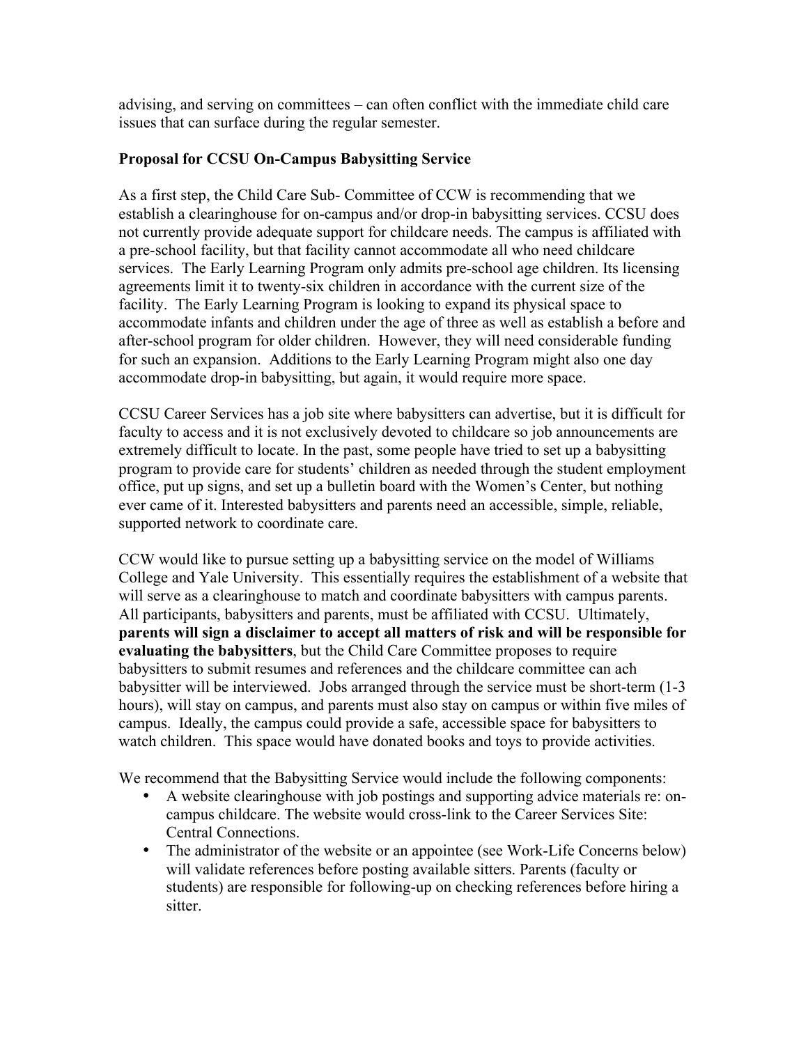advising, and serving on committees – can often conflict with the immediate child care issues that can surface during the regular semester.

**Proposal for CCSU On-Campus Babysitting Service**

As a first step, the Child Care Sub- Committee of CCW is recommending that we establish a clearinghouse for on-campus and/or drop-in babysitting services. CCSU does not currently provide adequate support for childcare needs. The campus is affiliated with a pre-school facility, but that facility cannot accommodate all who need childcare services. The Early Learning Program only admits pre-school age children. Its licensing agreements limit it to twenty-six children in accordance with the current size of the facility. The Early Learning Program is looking to expand its physical space to accommodate infants and children under the age of three as well as establish a before and after-school program for older children. However, they will need considerable funding for such an expansion. Additions to the Early Learning Program might also one day accommodate drop-in babysitting, but again, it would require more space.

CCSU Career Services has a job site where babysitters can advertise, but it is difficult for faculty to access and it is not exclusively devoted to childcare so job announcements are extremely difficult to locate. In the past, some people have tried to set up a babysitting program to provide care for students' children as needed through the student employment office, put up signs, and set up a bulletin board with the Women's Center, but nothing ever came of it. Interested babysitters and parents need an accessible, simple, reliable, supported network to coordinate care.

CCW would like to pursue setting up a babysitting service on the model of Williams College and Yale University. This essentially requires the establishment of a website that will serve as a clearinghouse to match and coordinate babysitters with campus parents. All participants, babysitters and parents, must be affiliated with CCSU. Ultimately, **parents will sign a disclaimer to accept all matters of risk and will be responsible for evaluating the babysitters**, but the Child Care Committee proposes to require babysitters to submit resumes and references and the childcare committee can ach babysitter will be interviewed. Jobs arranged through the service must be short-term (1-3 hours), will stay on campus, and parents must also stay on campus or within five miles of campus. Ideally, the campus could provide a safe, accessible space for babysitters to watch children. This space would have donated books and toys to provide activities.

We recommend that the Babysitting Service would include the following components:

- A website clearinghouse with job postings and supporting advice materials re: on-campus childcare. The website would cross-link to the Career Services Site: Central Connections.
- The administrator of the website or an appointee (see Work-Life Concerns below) will validate references before posting available sitters. Parents (faculty or students) are responsible for following-up on checking references before hiring a sitter.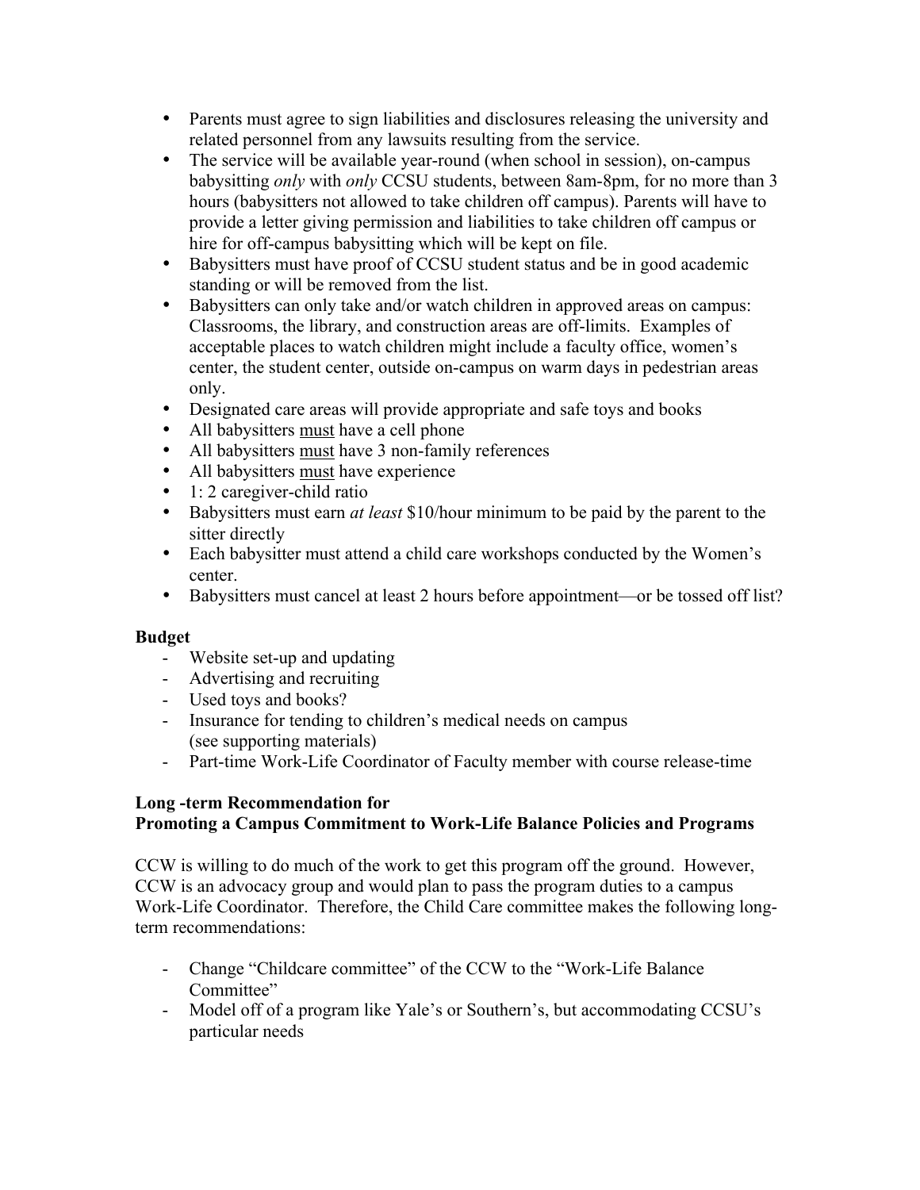- Parents must agree to sign liabilities and disclosures releasing the university and related personnel from any lawsuits resulting from the service.
- The service will be available year-round (when school in session), on-campus babysitting *only* with *only* CCSU students, between 8am-8pm, for no more than 3 hours (babysitters not allowed to take children off campus). Parents will have to provide a letter giving permission and liabilities to take children off campus or hire for off-campus babysitting which will be kept on file.
- Babysitters must have proof of CCSU student status and be in good academic standing or will be removed from the list.
- Babysitters can only take and/or watch children in approved areas on campus: Classrooms, the library, and construction areas are off-limits. Examples of acceptable places to watch children might include a faculty office, women's center, the student center, outside on-campus on warm days in pedestrian areas only.
- Designated care areas will provide appropriate and safe toys and books
- All babysitters <u>must</u> have a cell phone
- All babysitters <u>must</u> have 3 non-family references
- All babysitters <u>must</u> have experience
- 1: 2 caregiver-child ratio
- Babysitters must earn *at least* $10/hour minimum to be paid by the parent to the sitter directly
- Each babysitter must attend a child care workshops conducted by the Women's center.
- Babysitters must cancel at least 2 hours before appointment—or be tossed off list?

**Budget**

- Website set-up and updating
- Advertising and recruiting
- Used toys and books?
- Insurance for tending to children's medical needs on campus (see supporting materials)
- Part-time Work-Life Coordinator of Faculty member with course release-time

**Long -term Recommendation for**
**Promoting a Campus Commitment to Work-Life Balance Policies and Programs**

CCW is willing to do much of the work to get this program off the ground. However, CCW is an advocacy group and would plan to pass the program duties to a campus Work-Life Coordinator. Therefore, the Child Care committee makes the following long-term recommendations:

- Change "Childcare committee" of the CCW to the "Work-Life Balance Committee"
- Model off of a program like Yale's or Southern's, but accommodating CCSU's particular needs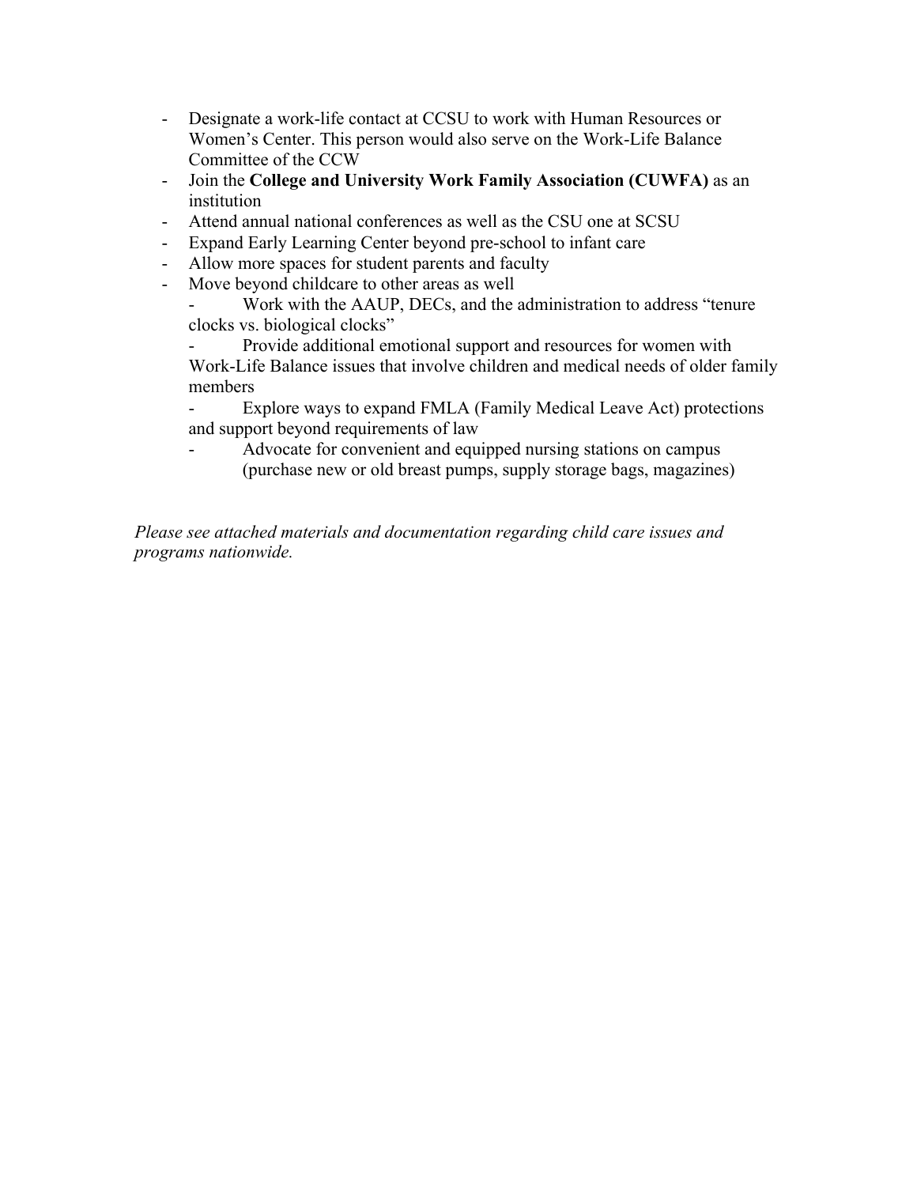- Designate a work-life contact at CCSU to work with Human Resources or Women's Center. This person would also serve on the Work-Life Balance Committee of the CCW
- Join the **College and University Work Family Association (CUWFA)** as an institution
- Attend annual national conferences as well as the CSU one at SCSU
- Expand Early Learning Center beyond pre-school to infant care
- Allow more spaces for student parents and faculty
- Move beyond childcare to other areas as well
    - Work with the AAUP, DECs, and the administration to address "tenure clocks vs. biological clocks"
    - Provide additional emotional support and resources for women with Work-Life Balance issues that involve children and medical needs of older family members
    - Explore ways to expand FMLA (Family Medical Leave Act) protections and support beyond requirements of law
    - Advocate for convenient and equipped nursing stations on campus (purchase new or old breast pumps, supply storage bags, magazines)

*Please see attached materials and documentation regarding child care issues and programs nationwide.*